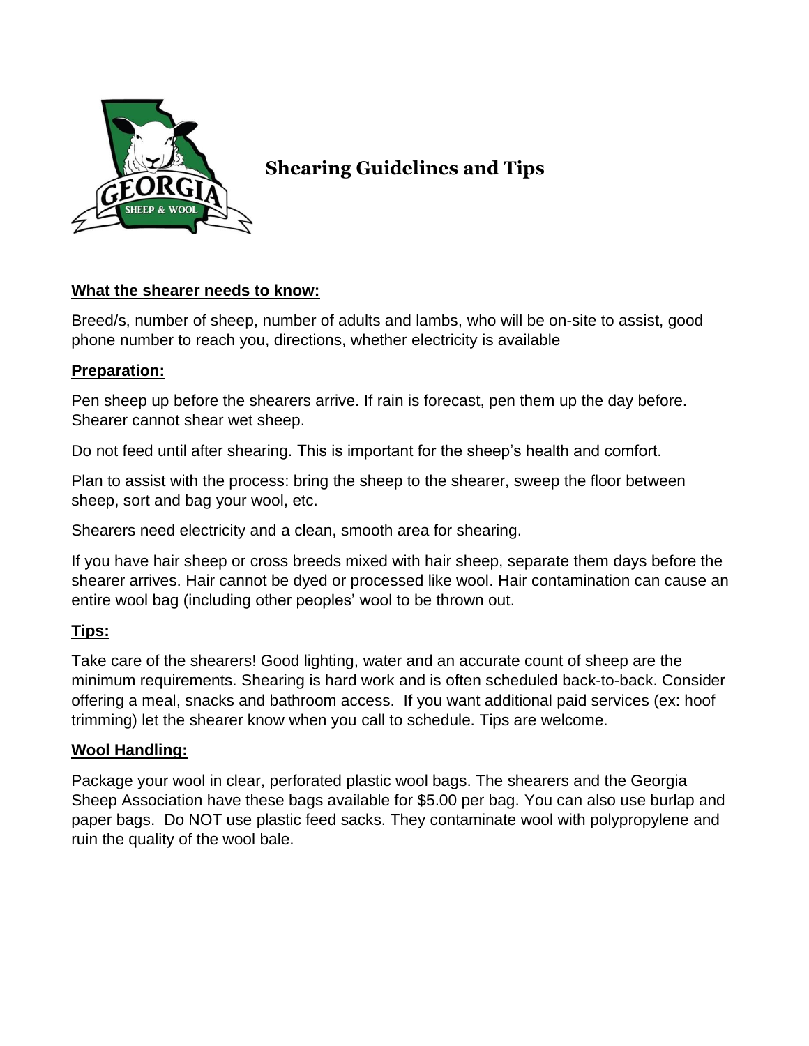# Shearing Guidelines and Tips

**What the shearer needs to know:**

Breed/s, number of sheep, number of adults and lambs, who will be on-site to assist, good phone number to reach you, directions, whether electricity is available

**Preparation:**

Pen sheep up before the shearers arrive. If rain is forecast, pen them up the day before. Shearer cannot shear wet sheep.

Do not feed until after shearing. This is important for the sheep's health and comfort.

Plan to assist with the process: bring the sheep to the shearer, sweep the floor between sheep, sort and bag your wool, etc.

Shearers need electricity and a clean, smooth area for shearing.

If you have hair sheep or cross breeds mixed with hair sheep, separate them days before the shearer arrives. Hair cannot be dyed or processed like wool. Hair contamination can cause an entire wool bag (including other peoples' wool to be thrown out.

**Tips:**

Take care of the shearers! Good lighting, water and an accurate count of sheep are the minimum requirements. Shearing is hard work and is often scheduled back-to-back. Consider offering a meal, snacks and bathroom access. If you want additional paid services (ex: hoof trimming) let the shearer know when you call to schedule. Tips are welcome.

**Wool Handling:**

Package your wool in clear, perforated plastic wool bags. The shearers and the Georgia Sheep Association have these bags available for $5.00 per bag. You can also use burlap and paper bags. Do NOT use plastic feed sacks. They contaminate wool with polypropylene and ruin the quality of the wool bale.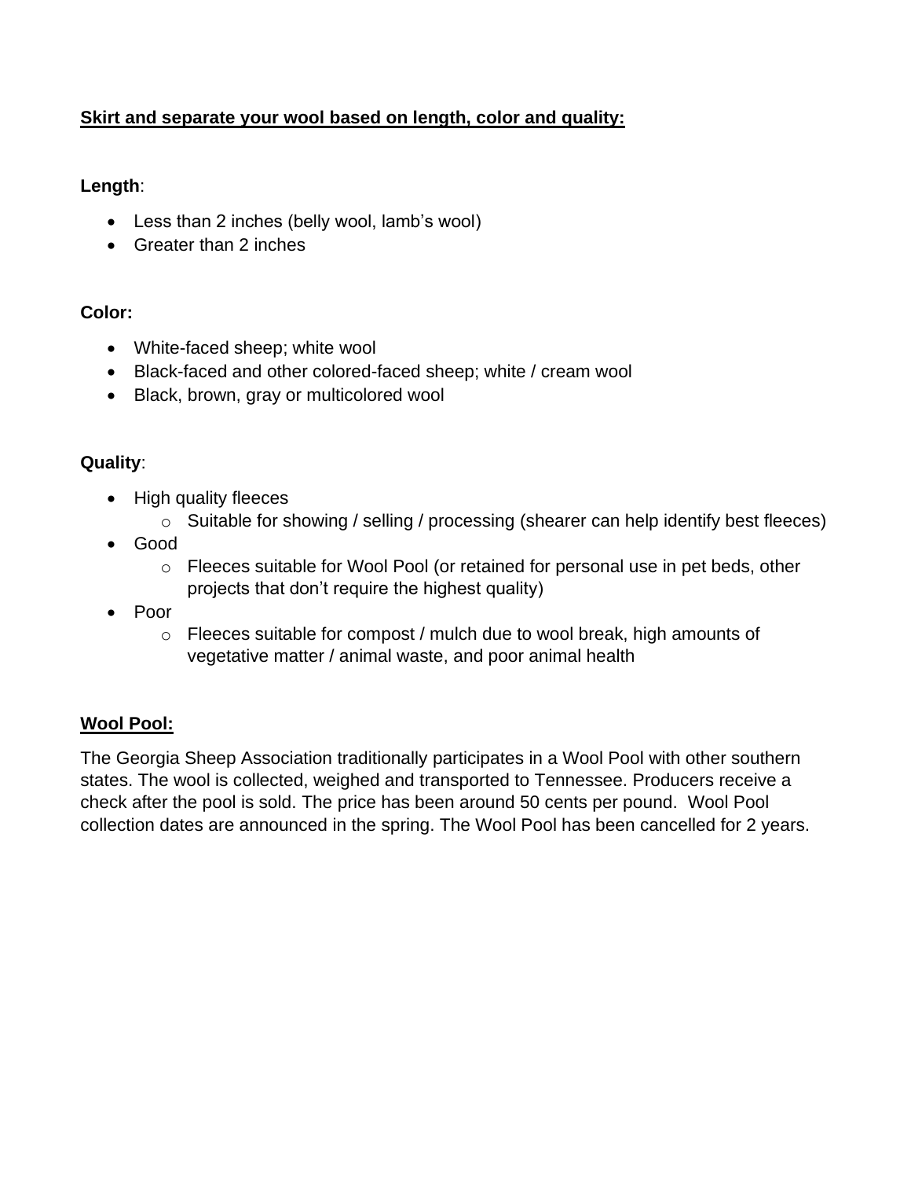**Skirt and separate your wool based on length, color and quality:**

**Length**:

- Less than 2 inches (belly wool, lamb's wool)
- Greater than 2 inches

**Color:**

- White-faced sheep; white wool
- Black-faced and other colored-faced sheep; white / cream wool
- Black, brown, gray or multicolored wool

**Quality**:

- High quality fleeces
    - Suitable for showing / selling / processing (shearer can help identify best fleeces)
- Good
    - Fleeces suitable for Wool Pool (or retained for personal use in pet beds, other projects that don't require the highest quality)
- Poor
    - Fleeces suitable for compost / mulch due to wool break, high amounts of vegetative matter / animal waste, and poor animal health

**Wool Pool:**

The Georgia Sheep Association traditionally participates in a Wool Pool with other southern states. The wool is collected, weighed and transported to Tennessee. Producers receive a check after the pool is sold. The price has been around 50 cents per pound. Wool Pool collection dates are announced in the spring. The Wool Pool has been cancelled for 2 years.